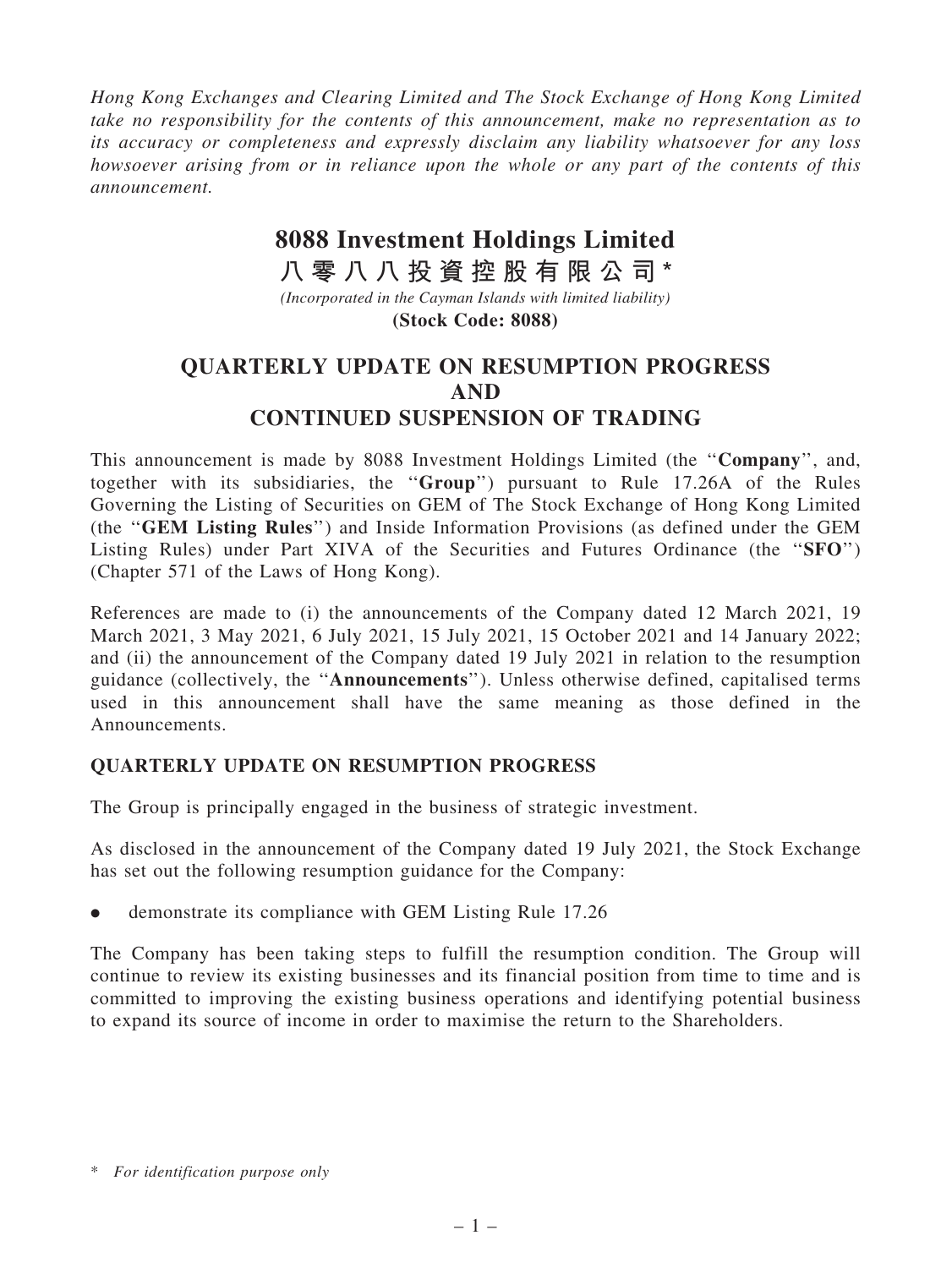*Hong Kong Exchanges and Clearing Limited and The Stock Exchange of Hong Kong Limited take no responsibility for the contents of this announcement, make no representation as to its accuracy or completeness and expressly disclaim any liability whatsoever for any loss howsoever arising from or in reliance upon the whole or any part of the contents of this announcement.*

# 8088 Investment Holdings Limited

# 八零八八投資控股有限公司*

*(Incorporated in the Cayman Islands with limited liability)*

**(Stock Code: 8088)**

## QUARTERLY UPDATE ON RESUMPTION PROGRESS AND CONTINUED SUSPENSION OF TRADING

This announcement is made by 8088 Investment Holdings Limited (the "**Company**", and, together with its subsidiaries, the "**Group**") pursuant to Rule 17.26A of the Rules Governing the Listing of Securities on GEM of The Stock Exchange of Hong Kong Limited (the "**GEM Listing Rules**") and Inside Information Provisions (as defined under the GEM Listing Rules) under Part XIVA of the Securities and Futures Ordinance (the "**SFO**") (Chapter 571 of the Laws of Hong Kong).

References are made to (i) the announcements of the Company dated 12 March 2021, 19 March 2021, 3 May 2021, 6 July 2021, 15 July 2021, 15 October 2021 and 14 January 2022; and (ii) the announcement of the Company dated 19 July 2021 in relation to the resumption guidance (collectively, the "**Announcements**"). Unless otherwise defined, capitalised terms used in this announcement shall have the same meaning as those defined in the Announcements.

### QUARTERLY UPDATE ON RESUMPTION PROGRESS

The Group is principally engaged in the business of strategic investment.

As disclosed in the announcement of the Company dated 19 July 2021, the Stock Exchange has set out the following resumption guidance for the Company:

- demonstrate its compliance with GEM Listing Rule 17.26

The Company has been taking steps to fulfill the resumption condition. The Group will continue to review its existing businesses and its financial position from time to time and is committed to improving the existing business operations and identifying potential business to expand its source of income in order to maximise the return to the Shareholders.

\* *For identification purpose only*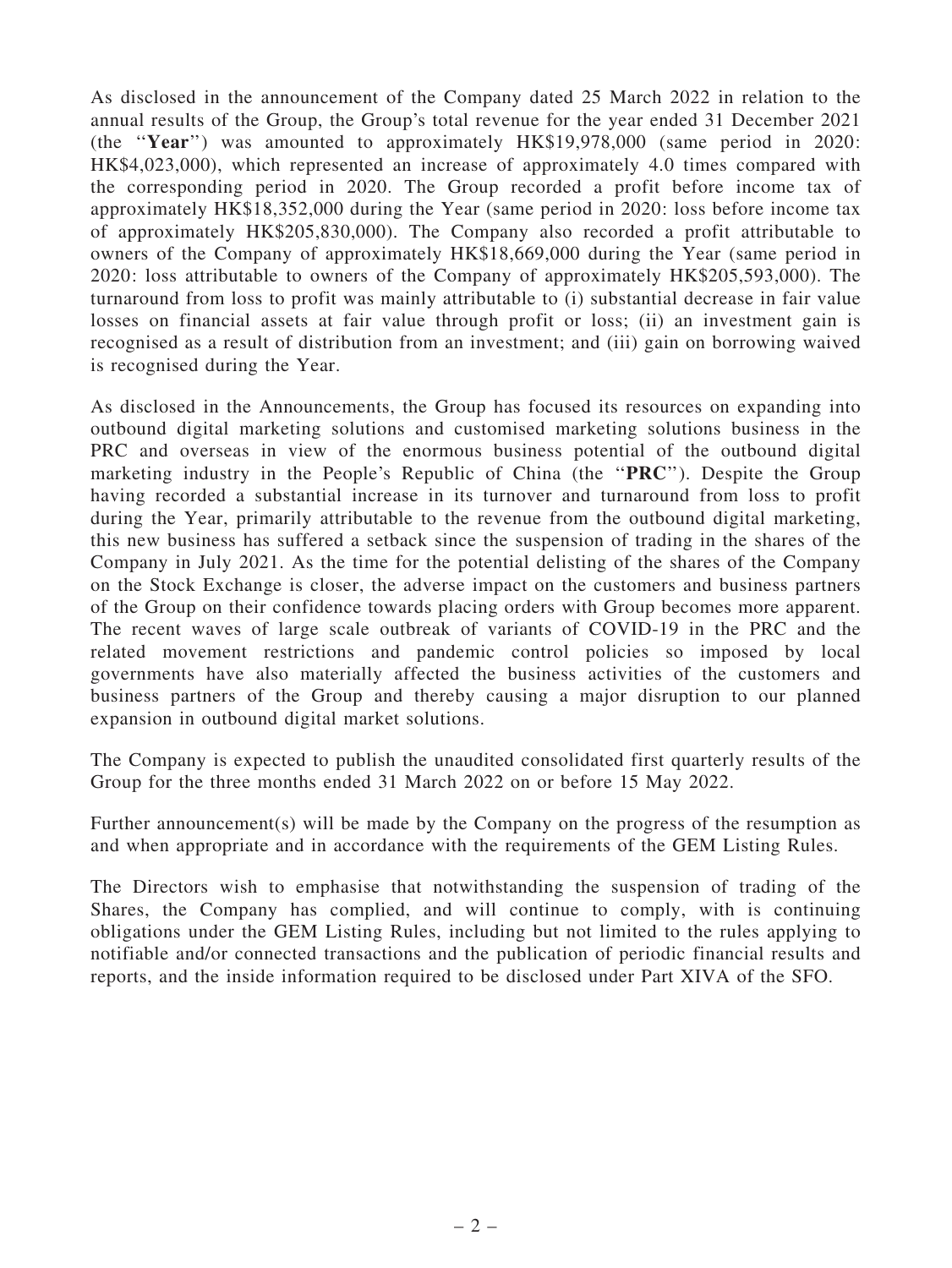As disclosed in the announcement of the Company dated 25 March 2022 in relation to the annual results of the Group, the Group's total revenue for the year ended 31 December 2021 (the "**Year**") was amounted to approximately HK$19,978,000 (same period in 2020: HK$4,023,000), which represented an increase of approximately 4.0 times compared with the corresponding period in 2020. The Group recorded a profit before income tax of approximately HK$18,352,000 during the Year (same period in 2020: loss before income tax of approximately HK$205,830,000). The Company also recorded a profit attributable to owners of the Company of approximately HK$18,669,000 during the Year (same period in 2020: loss attributable to owners of the Company of approximately HK$205,593,000). The turnaround from loss to profit was mainly attributable to (i) substantial decrease in fair value losses on financial assets at fair value through profit or loss; (ii) an investment gain is recognised as a result of distribution from an investment; and (iii) gain on borrowing waived is recognised during the Year.

As disclosed in the Announcements, the Group has focused its resources on expanding into outbound digital marketing solutions and customised marketing solutions business in the PRC and overseas in view of the enormous business potential of the outbound digital marketing industry in the People's Republic of China (the "**PRC**"). Despite the Group having recorded a substantial increase in its turnover and turnaround from loss to profit during the Year, primarily attributable to the revenue from the outbound digital marketing, this new business has suffered a setback since the suspension of trading in the shares of the Company in July 2021. As the time for the potential delisting of the shares of the Company on the Stock Exchange is closer, the adverse impact on the customers and business partners of the Group on their confidence towards placing orders with Group becomes more apparent. The recent waves of large scale outbreak of variants of COVID-19 in the PRC and the related movement restrictions and pandemic control policies so imposed by local governments have also materially affected the business activities of the customers and business partners of the Group and thereby causing a major disruption to our planned expansion in outbound digital market solutions.

The Company is expected to publish the unaudited consolidated first quarterly results of the Group for the three months ended 31 March 2022 on or before 15 May 2022.

Further announcement(s) will be made by the Company on the progress of the resumption as and when appropriate and in accordance with the requirements of the GEM Listing Rules.

The Directors wish to emphasise that notwithstanding the suspension of trading of the Shares, the Company has complied, and will continue to comply, with is continuing obligations under the GEM Listing Rules, including but not limited to the rules applying to notifiable and/or connected transactions and the publication of periodic financial results and reports, and the inside information required to be disclosed under Part XIVA of the SFO.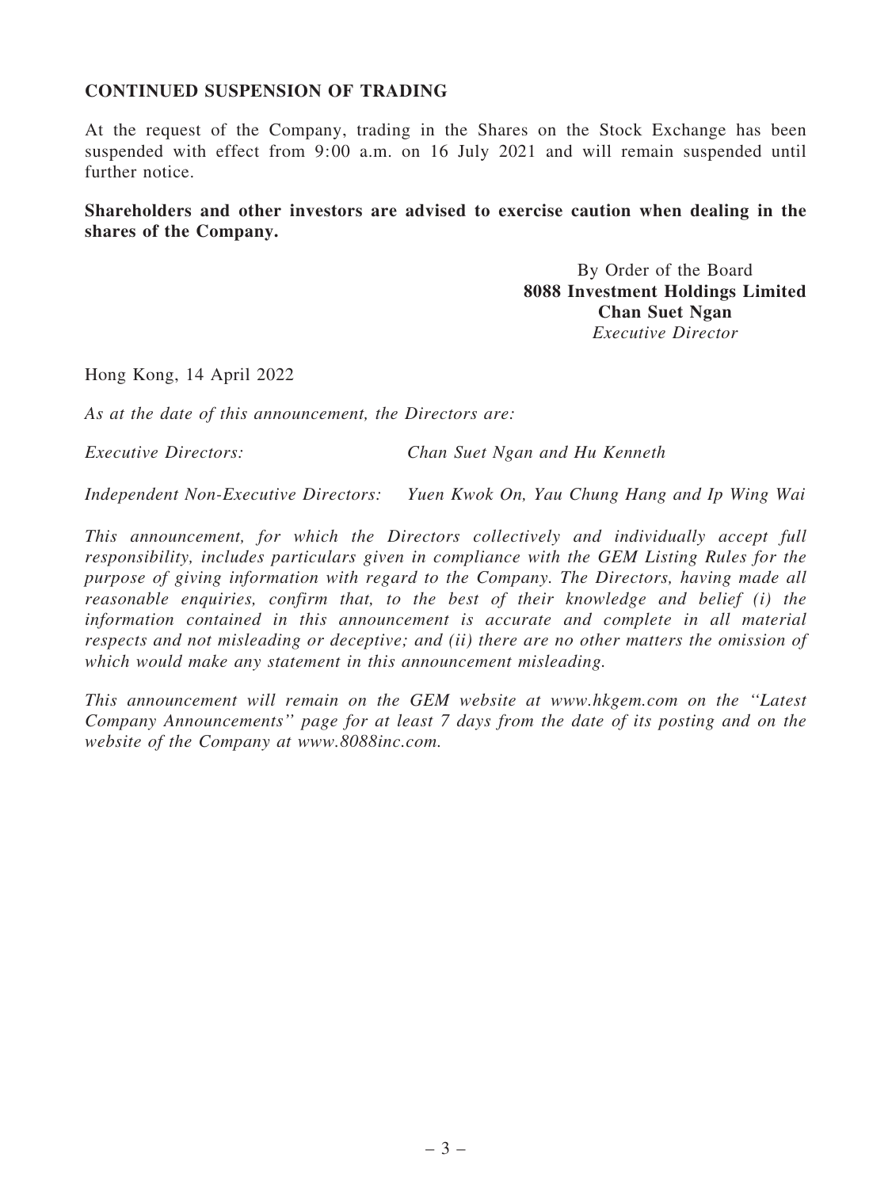## CONTINUED SUSPENSION OF TRADING

At the request of the Company, trading in the Shares on the Stock Exchange has been suspended with effect from 9:00 a.m. on 16 July 2021 and will remain suspended until further notice.

**Shareholders and other investors are advised to exercise caution when dealing in the shares of the Company.**

By Order of the Board
**8088 Investment Holdings Limited**
**Chan Suet Ngan**
*Executive Director*

Hong Kong, 14 April 2022

*As at the date of this announcement, the Directors are:*

| | |
|---|---|
| *Executive Directors:* | *Chan Suet Ngan and Hu Kenneth* |
| *Independent Non-Executive Directors:* | *Yuen Kwok On, Yau Chung Hang and Ip Wing Wai* |

*This announcement, for which the Directors collectively and individually accept full responsibility, includes particulars given in compliance with the GEM Listing Rules for the purpose of giving information with regard to the Company. The Directors, having made all reasonable enquiries, confirm that, to the best of their knowledge and belief (i) the information contained in this announcement is accurate and complete in all material respects and not misleading or deceptive; and (ii) there are no other matters the omission of which would make any statement in this announcement misleading.*

*This announcement will remain on the GEM website at www.hkgem.com on the "Latest Company Announcements" page for at least 7 days from the date of its posting and on the website of the Company at www.8088inc.com.*